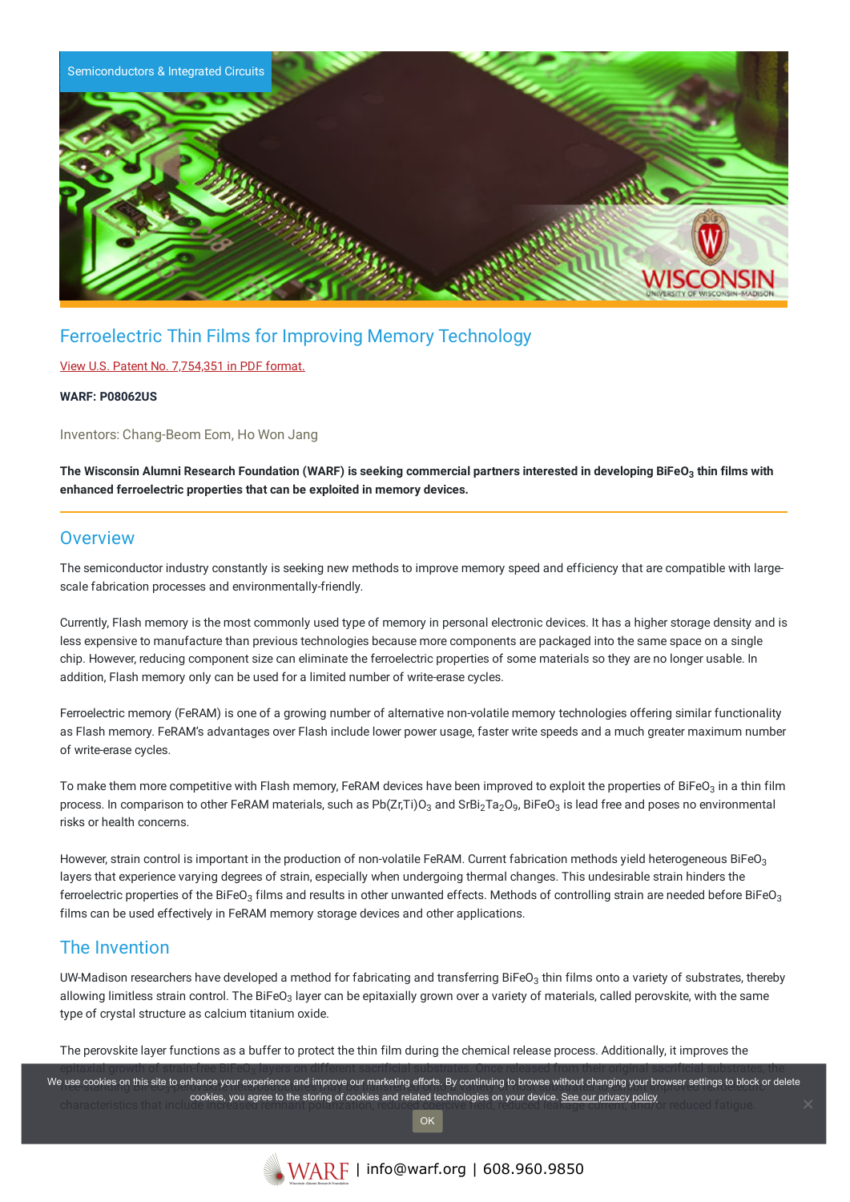Semiconductors & Integrated Circuits

# Ferroelectric Thin Films for Improving Memory Technology

View U.S. Patent No. 7,754,351 in PDF format.

**WARF: P08062US**

Inventors: Chang-Beom Eom, Ho Won Jang

**The Wisconsin Alumni Research Foundation (WARF) is seeking commercial partners interested in developing $BiFeO_3$ thin films with enhanced ferroelectric properties that can be exploited in memory devices.**

## Overview

The semiconductor industry constantly is seeking new methods to improve memory speed and efficiency that are compatible with large-scale fabrication processes and environmentally-friendly.

Currently, Flash memory is the most commonly used type of memory in personal electronic devices. It has a higher storage density and is less expensive to manufacture than previous technologies because more components are packaged into the same space on a single chip. However, reducing component size can eliminate the ferroelectric properties of some materials so they are no longer usable. In addition, Flash memory only can be used for a limited number of write-erase cycles.

Ferroelectric memory (FeRAM) is one of a growing number of alternative non-volatile memory technologies offering similar functionality as Flash memory. FeRAM's advantages over Flash include lower power usage, faster write speeds and a much greater maximum number of write-erase cycles.

To make them more competitive with Flash memory, FeRAM devices have been improved to exploit the properties of $BiFeO_3$ in a thin film process. In comparison to other FeRAM materials, such as $Pb(Zr,Ti)O_3$ and $SrBi_2Ta_2O_9$, $BiFeO_3$ is lead free and poses no environmental risks or health concerns.

However, strain control is important in the production of non-volatile FeRAM. Current fabrication methods yield heterogeneous $BiFeO_3$ layers that experience varying degrees of strain, especially when undergoing thermal changes. This undesirable strain hinders the ferroelectric properties of the $BiFeO_3$ films and results in other unwanted effects. Methods of controlling strain are needed before $BiFeO_3$ films can be used effectively in FeRAM memory storage devices and other applications.

## The Invention

UW-Madison researchers have developed a method for fabricating and transferring $BiFeO_3$ thin films onto a variety of substrates, thereby allowing limitless strain control. The $BiFeO_3$ layer can be epitaxially grown over a variety of materials, called perovskite, with the same type of crystal structure as calcium titanium oxide.

The perovskite layer functions as a buffer to protect the thin film during the chemical release process. Additionally, it improves the epitaxial growth of strain-free $BiFeO_3$ layers on different sacrificial substrates. Once released from their original sacrificial substrates, the free-standing $BiFeO_3$ ... improved ferroelectric characteristics that include increased remnant polarization, reduced coercive field, reduced leakage current and/or reduced fatigue.

We use cookies on this site to enhance your experience and improve our marketing efforts. By continuing to browse without changing your browser settings to block or delete cookies, you agree to the storing of cookies and related technologies on your device. See our privacy policy

OK

WARF | info@warf.org | 608.960.9850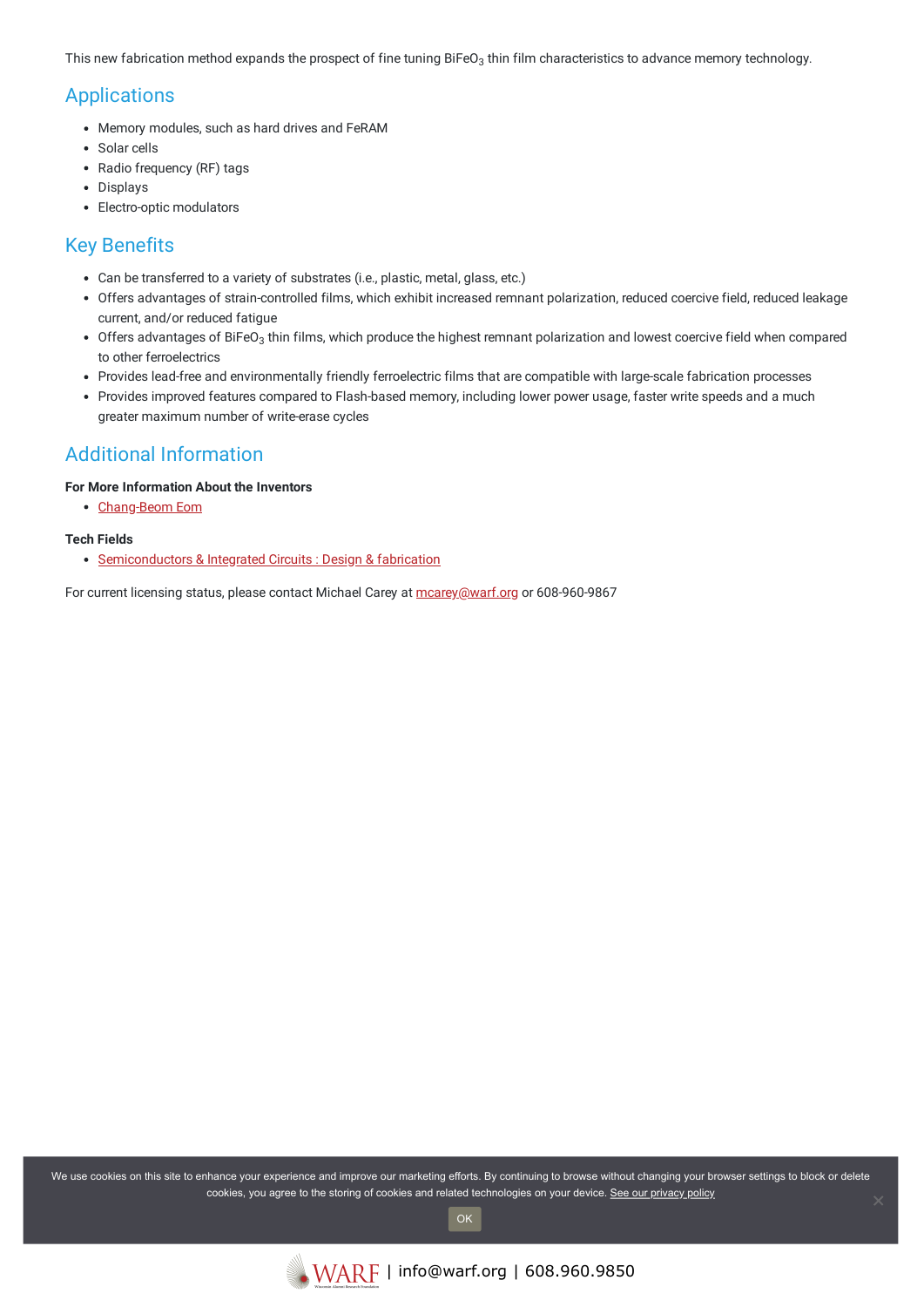This new fabrication method expands the prospect of fine tuning $BiFeO_3$ thin film characteristics to advance memory technology.

## Applications

- Memory modules, such as hard drives and FeRAM
- Solar cells
- Radio frequency (RF) tags
- Displays
- Electro-optic modulators

## Key Benefits

- Can be transferred to a variety of substrates (i.e., plastic, metal, glass, etc.)
- Offers advantages of strain-controlled films, which exhibit increased remnant polarization, reduced coercive field, reduced leakage current, and/or reduced fatigue
- Offers advantages of $BiFeO_3$ thin films, which produce the highest remnant polarization and lowest coercive field when compared to other ferroelectrics
- Provides lead-free and environmentally friendly ferroelectric films that are compatible with large-scale fabrication processes
- Provides improved features compared to Flash-based memory, including lower power usage, faster write speeds and a much greater maximum number of write-erase cycles

## Additional Information

**For More Information About the Inventors**

- Chang-Beom Eom

**Tech Fields**

- Semiconductors & Integrated Circuits : Design & fabrication

For current licensing status, please contact Michael Carey at mcarey@warf.org or 608-960-9867